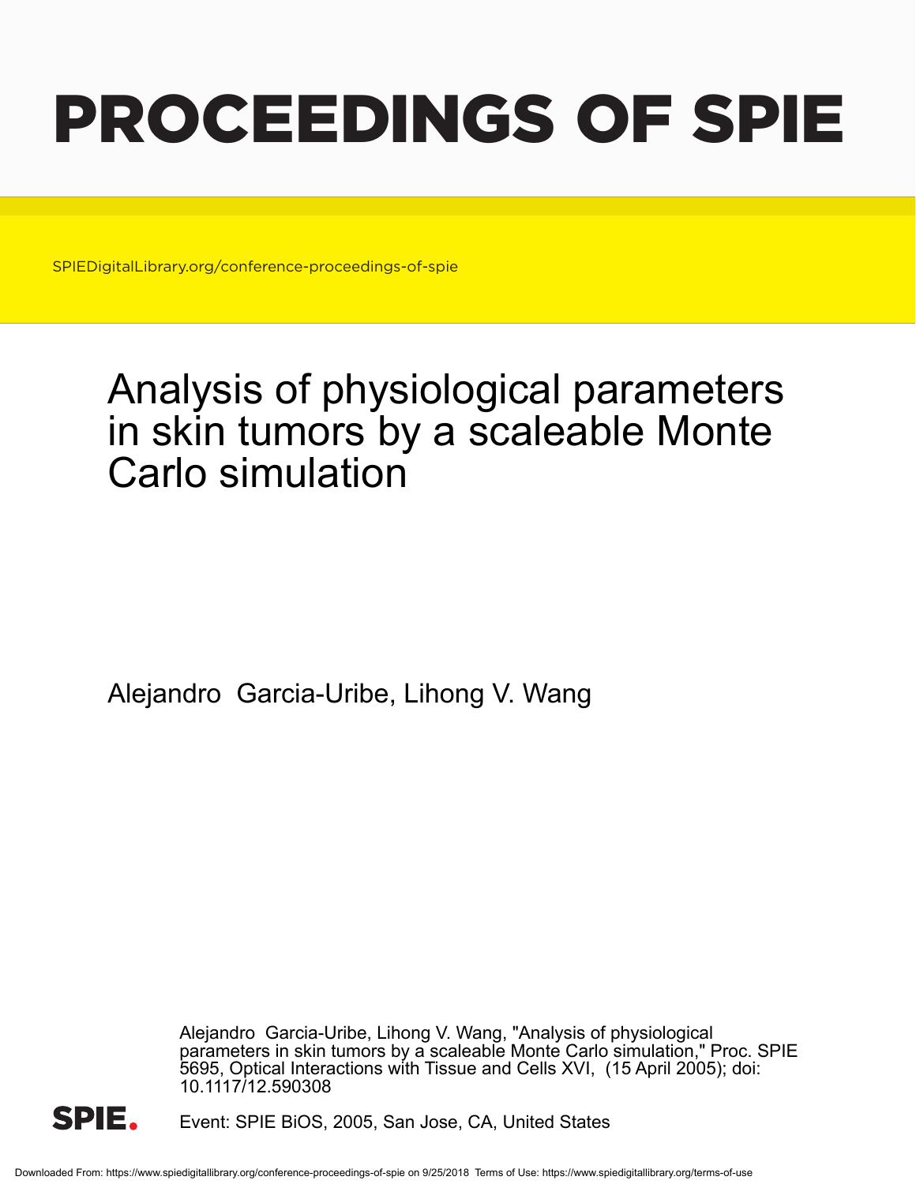# PROCEEDINGS OF SPIE

SPIEDigitalLibrary.org/conference-proceedings-of-spie

# Analysis of physiological parameters in skin tumors by a scaleable Monte Carlo simulation

Alejandro Garcia-Uribe, Lihong V. Wang

Alejandro Garcia-Uribe, Lihong V. Wang, "Analysis of physiological parameters in skin tumors by a scaleable Monte Carlo simulation," Proc. SPIE 5695, Optical Interactions with Tissue and Cells XVI, (15 April 2005); doi: 10.1117/12.590308

Event: SPIE BiOS, 2005, San Jose, CA, United States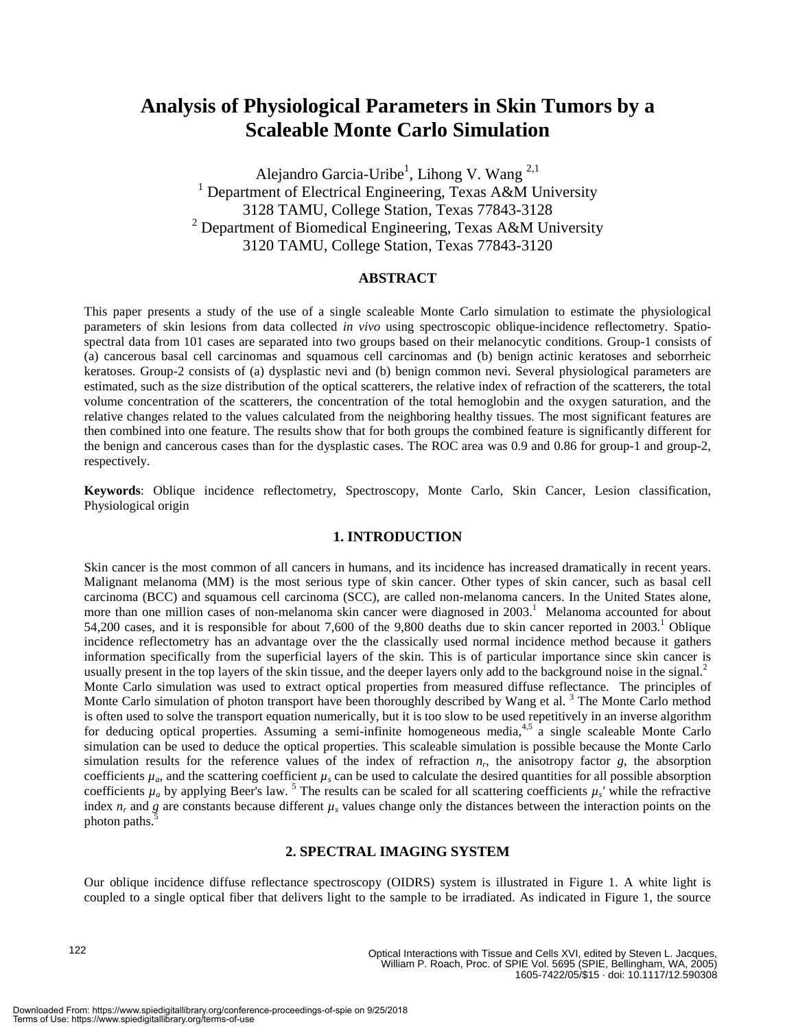# Analysis of Physiological Parameters in Skin Tumors by a Scaleable Monte Carlo Simulation

Alejandro Garcia-Uribe[1], Lihong V. Wang [2,1]

[1] Department of Electrical Engineering, Texas A&M University  
3128 TAMU, College Station, Texas 77843-3128  
[2] Department of Biomedical Engineering, Texas A&M University  
3120 TAMU, College Station, Texas 77843-3120

## ABSTRACT

This paper presents a study of the use of a single scaleable Monte Carlo simulation to estimate the physiological parameters of skin lesions from data collected *in vivo* using spectroscopic oblique-incidence reflectometry. Spatio-spectral data from 101 cases are separated into two groups based on their melanocytic conditions. Group-1 consists of (a) cancerous basal cell carcinomas and squamous cell carcinomas and (b) benign actinic keratoses and seborrheic keratoses. Group-2 consists of (a) dysplastic nevi and (b) benign common nevi. Several physiological parameters are estimated, such as the size distribution of the optical scatterers, the relative index of refraction of the scatterers, the total volume concentration of the scatterers, the concentration of the total hemoglobin and the oxygen saturation, and the relative changes related to the values calculated from the neighboring healthy tissues. The most significant features are then combined into one feature. The results show that for both groups the combined feature is significantly different for the benign and cancerous cases than for the dysplastic cases. The ROC area was 0.9 and 0.86 for group-1 and group-2, respectively.

**Keywords**: Oblique incidence reflectometry, Spectroscopy, Monte Carlo, Skin Cancer, Lesion classification, Physiological origin

## 1. INTRODUCTION

Skin cancer is the most common of all cancers in humans, and its incidence has increased dramatically in recent years. Malignant melanoma (MM) is the most serious type of skin cancer. Other types of skin cancer, such as basal cell carcinoma (BCC) and squamous cell carcinoma (SCC), are called non-melanoma cancers. In the United States alone, more than one million cases of non-melanoma skin cancer were diagnosed in 2003.[1] Melanoma accounted for about 54,200 cases, and it is responsible for about 7,600 of the 9,800 deaths due to skin cancer reported in 2003.[1] Oblique incidence reflectometry has an advantage over the the classically used normal incidence method because it gathers information specifically from the superficial layers of the skin. This is of particular importance since skin cancer is usually present in the top layers of the skin tissue, and the deeper layers only add to the background noise in the signal.[2] Monte Carlo simulation was used to extract optical properties from measured diffuse reflectance. The principles of Monte Carlo simulation of photon transport have been thoroughly described by Wang et al. [3] The Monte Carlo method is often used to solve the transport equation numerically, but it is too slow to be used repetitively in an inverse algorithm for deducing optical properties. Assuming a semi-infinite homogeneous media,[4,5] a single scaleable Monte Carlo simulation can be used to deduce the optical properties. This scaleable simulation is possible because the Monte Carlo simulation results for the reference values of the index of refraction $n_r$, the anisotropy factor $g$, the absorption coefficients $\mu_a$, and the scattering coefficient $\mu_s$ can be used to calculate the desired quantities for all possible absorption coefficients $\mu_a$ by applying Beer's law. [5] The results can be scaled for all scattering coefficients $\mu_s'$ while the refractive index $n_r$ and $g$ are constants because different $\mu_s$ values change only the distances between the interaction points on the photon paths.[5]

## 2. SPECTRAL IMAGING SYSTEM

Our oblique incidence diffuse reflectance spectroscopy (OIDRS) system is illustrated in Figure 1. A white light is coupled to a single optical fiber that delivers light to the sample to be irradiated. As indicated in Figure 1, the source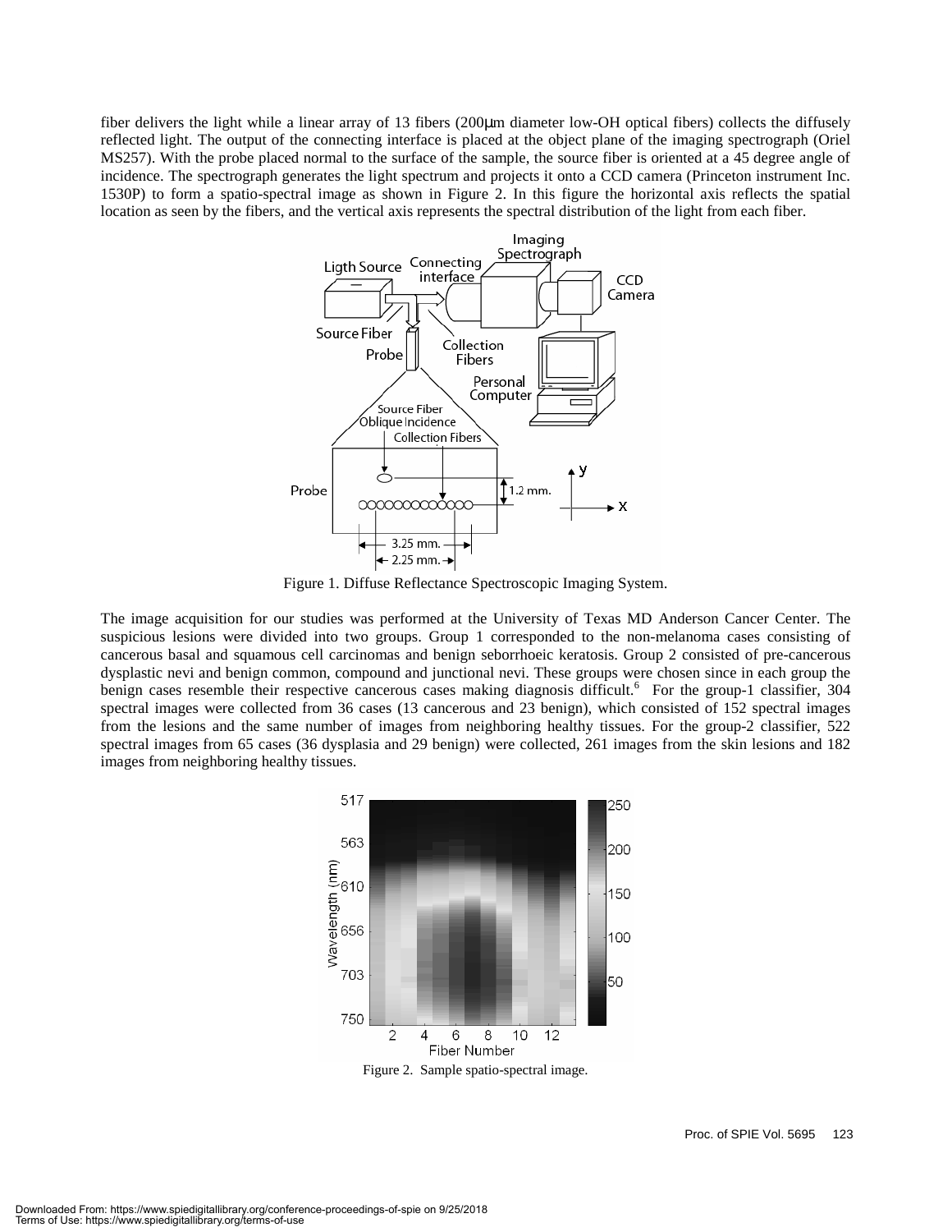fiber delivers the light while a linear array of 13 fibers (200μm diameter low-OH optical fibers) collects the diffusely reflected light. The output of the connecting interface is placed at the object plane of the imaging spectrograph (Oriel MS257). With the probe placed normal to the surface of the sample, the source fiber is oriented at a 45 degree angle of incidence. The spectrograph generates the light spectrum and projects it onto a CCD camera (Princeton instrument Inc. 1530P) to form a spatio-spectral image as shown in Figure 2. In this figure the horizontal axis reflects the spatial location as seen by the fibers, and the vertical axis represents the spectral distribution of the light from each fiber.

Figure 1. Diffuse Reflectance Spectroscopic Imaging System.

The image acquisition for our studies was performed at the University of Texas MD Anderson Cancer Center. The suspicious lesions were divided into two groups. Group 1 corresponded to the non-melanoma cases consisting of cancerous basal and squamous cell carcinomas and benign seborrhoeic keratosis. Group 2 consisted of pre-cancerous dysplastic nevi and benign common, compound and junctional nevi. These groups were chosen since in each group the benign cases resemble their respective cancerous cases making diagnosis difficult.[6] For the group-1 classifier, 304 spectral images were collected from 36 cases (13 cancerous and 23 benign), which consisted of 152 spectral images from the lesions and the same number of images from neighboring healthy tissues. For the group-2 classifier, 522 spectral images from 65 cases (36 dysplasia and 29 benign) were collected, 261 images from the skin lesions and 182 images from neighboring healthy tissues.

Figure 2. Sample spatio-spectral image.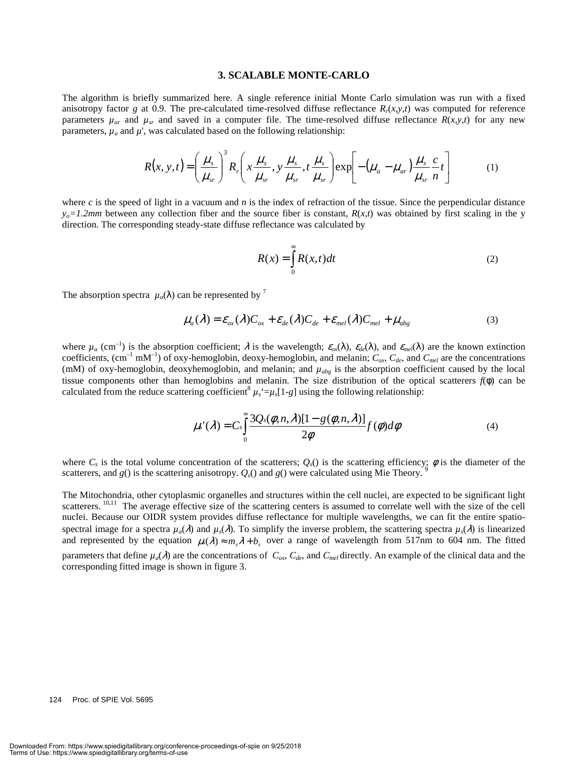### 3. SCALABLE MONTE-CARLO

The algorithm is briefly summarized here. A single reference initial Monte Carlo simulation was run with a fixed anisotropy factor $g$ at 0.9. The pre-calculated time-resolved diffuse reflectance $R_r(x,y,t)$ was computed for reference parameters $\mu_{ar}$ and $\mu_{sr}$ and saved in a computer file. The time-resolved diffuse reflectance $R(x,y,t)$ for any new parameters, $\mu_a$ and $\mu'$, was calculated based on the following relationship:

$$R(x,y,t) = \left(\frac{\mu_s}{\mu_{sr}}\right)^3 R_r\left(x\frac{\mu_s}{\mu_{sr}}, y\frac{\mu_s}{\mu_{sr}}, t\frac{\mu_s}{\mu_{sr}}\right)\exp\left[-(\mu_a - \mu_{ar})\frac{\mu_s}{\mu_{sr}}\frac{c}{n}t\right] \tag{1}$$

where $c$ is the speed of light in a vacuum and $n$ is the index of refraction of the tissue. Since the perpendicular distance $y_o=1.2mm$ between any collection fiber and the source fiber is constant, $R(x,t)$ was obtained by first scaling in the y direction. The corresponding steady-state diffuse reflectance was calculated by

$$R(x) = \int_0^\infty R(x,t)dt \tag{2}$$

The absorption spectra $\mu_a(\lambda)$ can be represented by [7]

$$\mu_a(\lambda) = \varepsilon_{ox}(\lambda)C_{ox} + \varepsilon_{de}(\lambda)C_{de} + \varepsilon_{mel}(\lambda)C_{mel} + \mu_{abg} \tag{3}$$

where $\mu_a$ ($cm^{-1}$) is the absorption coefficient; $\lambda$ is the wavelength; $\varepsilon_{ox}(\lambda)$, $\varepsilon_{de}(\lambda)$, and $\varepsilon_{mel}(\lambda)$ are the known extinction coefficients, ($cm^{-1}$ $mM^{-1}$) of oxy-hemoglobin, deoxy-hemoglobin, and melanin; $C_{ox}$, $C_{de}$, and $C_{mel}$ are the concentrations (mM) of oxy-hemoglobin, deoxyhemoglobin, and melanin; and $\mu_{abg}$ is the absorption coefficient caused by the local tissue components other than hemoglobins and melanin. The size distribution of the optical scatterers $f(\phi)$ can be calculated from the reduce scattering coefficient[8] $\mu_s'=\mu_s[1-g]$ using the following relationship:

$$\mu_s'(\lambda) = C_s\int_0^\infty \frac{3Q_s(\phi,n,\lambda)[1-g(\phi,n,\lambda)]}{2\phi}f(\phi)d\phi \tag{4}$$

where $C_s$ is the total volume concentration of the scatterers; $Q_s()$ is the scattering efficiency; $\phi$ is the diameter of the scatterers, and $g()$ is the scattering anisotropy. $Q_s()$ and $g()$ were calculated using Mie Theory. [9]

The Mitochondria, other cytoplasmic organelles and structures within the cell nuclei, are expected to be significant light scatterers. [10,11] The average effective size of the scattering centers is assumed to correlate well with the size of the cell nuclei. Because our OIDR system provides diffuse reflectance for multiple wavelengths, we can fit the entire spatio-spectral image for a spectra $\mu_a(\lambda)$ and $\mu_s(\lambda)$. To simplify the inverse problem, the scattering spectra $\mu_s(\lambda)$ is linearized and represented by the equation $\mu_s(\lambda) \approx m_s\lambda + b_s$ over a range of wavelength from 517nm to 604 nm. The fitted parameters that define $\mu_a(\lambda)$ are the concentrations of $C_{ox}$, $C_{de}$, and $C_{mel}$ directly. An example of the clinical data and the corresponding fitted image is shown in figure 3.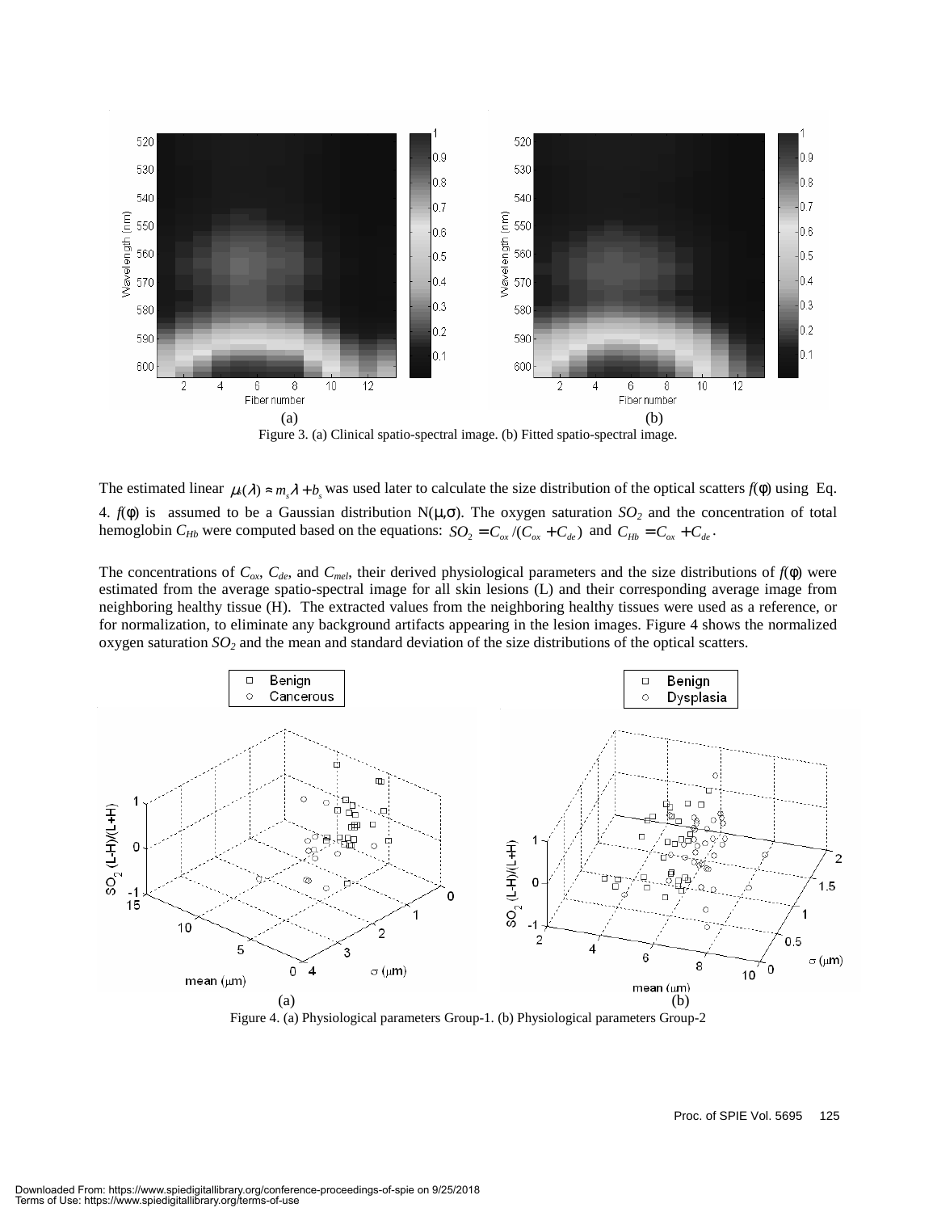Figure 3. (a) Clinical spatio-spectral image. (b) Fitted spatio-spectral image.

The estimated linear $\mu_s(\lambda) \approx m_s\lambda + b_s$ was used later to calculate the size distribution of the optical scatters $f(\phi)$ using Eq. 4. $f(\phi)$ is assumed to be a Gaussian distribution N($\mu$,$\sigma$). The oxygen saturation $SO_2$ and the concentration of total hemoglobin $C_{Hb}$ were computed based on the equations: $SO_2 = C_{ox}/(C_{ox} + C_{de})$ and $C_{Hb} = C_{ox} + C_{de}$.

The concentrations of $C_{ox}$, $C_{de}$, and $C_{mel}$, their derived physiological parameters and the size distributions of $f(\phi)$ were estimated from the average spatio-spectral image for all skin lesions (L) and their corresponding average image from neighboring healthy tissue (H). The extracted values from the neighboring healthy tissues were used as a reference, or for normalization, to eliminate any background artifacts appearing in the lesion images. Figure 4 shows the normalized oxygen saturation $SO_2$ and the mean and standard deviation of the size distributions of the optical scatters.

Figure 4. (a) Physiological parameters Group-1. (b) Physiological parameters Group-2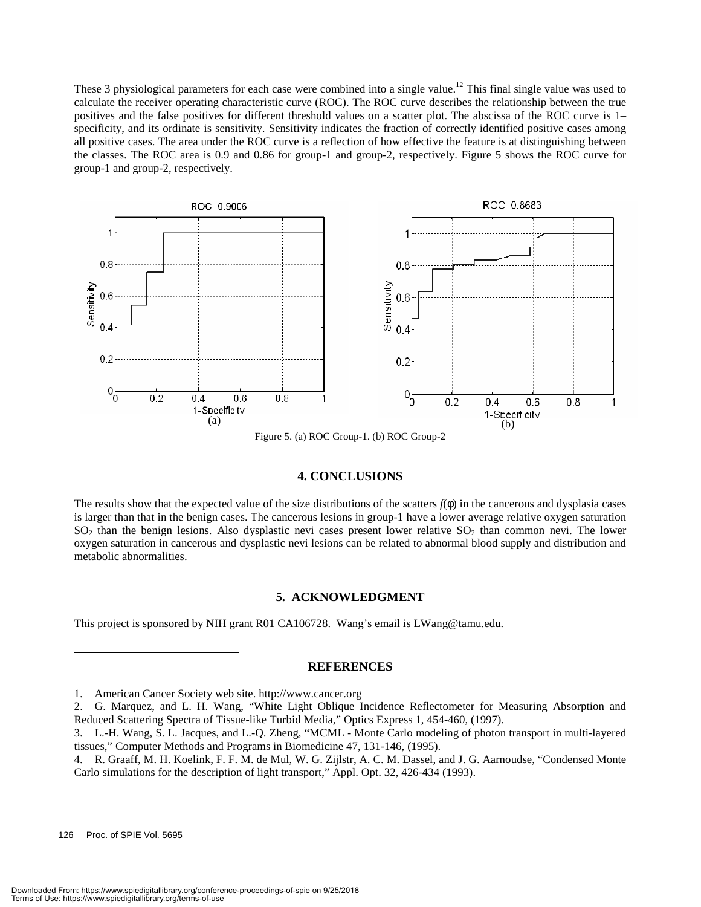These 3 physiological parameters for each case were combined into a single value.[12] This final single value was used to calculate the receiver operating characteristic curve (ROC). The ROC curve describes the relationship between the true positives and the false positives for different threshold values on a scatter plot. The abscissa of the ROC curve is 1–specificity, and its ordinate is sensitivity. Sensitivity indicates the fraction of correctly identified positive cases among all positive cases. The area under the ROC curve is a reflection of how effective the feature is at distinguishing between the classes. The ROC area is 0.9 and 0.86 for group-1 and group-2, respectively. Figure 5 shows the ROC curve for group-1 and group-2, respectively.

Figure 5. (a) ROC Group-1. (b) ROC Group-2

## 4. CONCLUSIONS

The results show that the expected value of the size distributions of the scatters $f(\varphi)$ in the cancerous and dysplasia cases is larger than that in the benign cases. The cancerous lesions in group-1 have a lower average relative oxygen saturation $SO_2$ than the benign lesions. Also dysplastic nevi cases present lower relative $SO_2$ than common nevi. The lower oxygen saturation in cancerous and dysplastic nevi lesions can be related to abnormal blood supply and distribution and metabolic abnormalities.

## 5. ACKNOWLEDGMENT

This project is sponsored by NIH grant R01 CA106728. Wang's email is LWang@tamu.edu.

## REFERENCES

1. American Cancer Society web site. http://www.cancer.org
2. G. Marquez, and L. H. Wang, "White Light Oblique Incidence Reflectometer for Measuring Absorption and Reduced Scattering Spectra of Tissue-like Turbid Media," Optics Express 1, 454-460, (1997).
3. L.-H. Wang, S. L. Jacques, and L.-Q. Zheng, "MCML - Monte Carlo modeling of photon transport in multi-layered tissues," Computer Methods and Programs in Biomedicine 47, 131-146, (1995).
4. R. Graaff, M. H. Koelink, F. F. M. de Mul, W. G. Zijlstr, A. C. M. Dassel, and J. G. Aarnoudse, "Condensed Monte Carlo simulations for the description of light transport," Appl. Opt. 32, 426-434 (1993).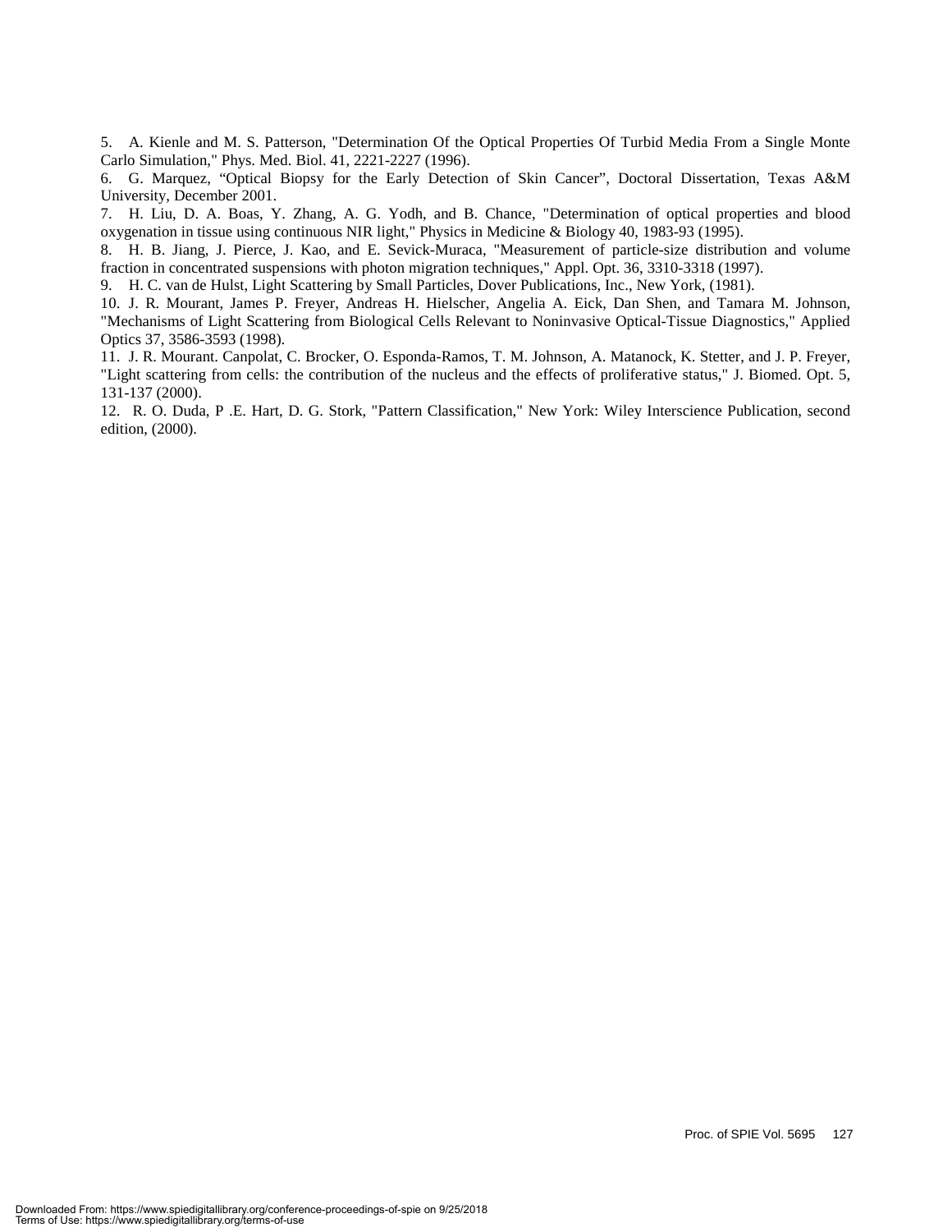5. A. Kienle and M. S. Patterson, "Determination Of the Optical Properties Of Turbid Media From a Single Monte Carlo Simulation," Phys. Med. Biol. 41, 2221-2227 (1996).

6. G. Marquez, "Optical Biopsy for the Early Detection of Skin Cancer", Doctoral Dissertation, Texas A&M University, December 2001.

7. H. Liu, D. A. Boas, Y. Zhang, A. G. Yodh, and B. Chance, "Determination of optical properties and blood oxygenation in tissue using continuous NIR light," Physics in Medicine & Biology 40, 1983-93 (1995).

8. H. B. Jiang, J. Pierce, J. Kao, and E. Sevick-Muraca, "Measurement of particle-size distribution and volume fraction in concentrated suspensions with photon migration techniques," Appl. Opt. 36, 3310-3318 (1997).

9. H. C. van de Hulst, Light Scattering by Small Particles, Dover Publications, Inc., New York, (1981).

10. J. R. Mourant, James P. Freyer, Andreas H. Hielscher, Angelia A. Eick, Dan Shen, and Tamara M. Johnson, "Mechanisms of Light Scattering from Biological Cells Relevant to Noninvasive Optical-Tissue Diagnostics," Applied Optics 37, 3586-3593 (1998).

11. J. R. Mourant. Canpolat, C. Brocker, O. Esponda-Ramos, T. M. Johnson, A. Matanock, K. Stetter, and J. P. Freyer, "Light scattering from cells: the contribution of the nucleus and the effects of proliferative status," J. Biomed. Opt. 5, 131-137 (2000).

12. R. O. Duda, P .E. Hart, D. G. Stork, "Pattern Classification," New York: Wiley Interscience Publication, second edition, (2000).